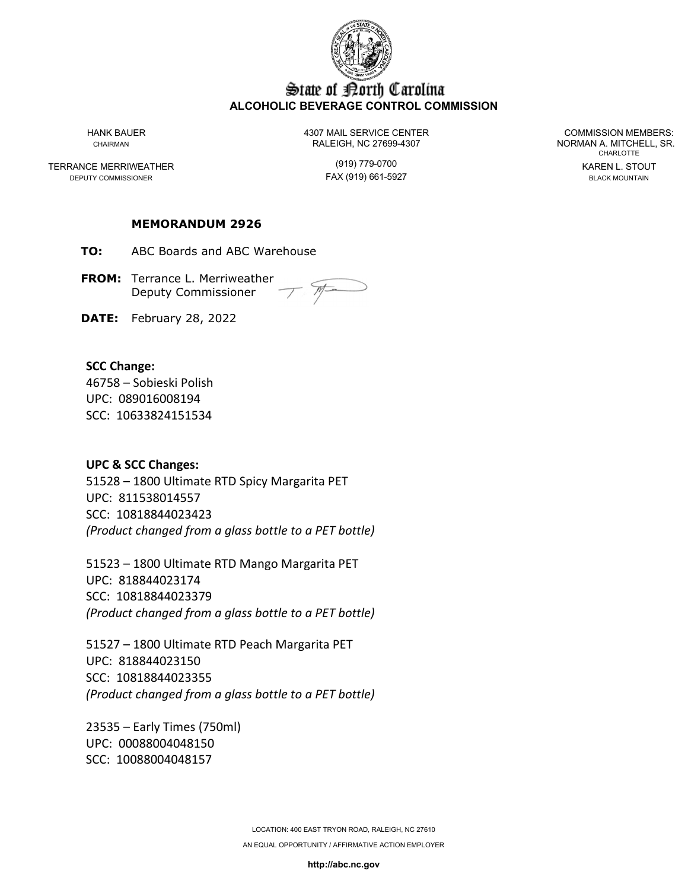# State of North Carolina
**ALCOHOLIC BEVERAGE CONTROL COMMISSION**

HANK BAUER
CHAIRMAN

TERRANCE MERRIWEATHER
DEPUTY COMMISSIONER

4307 MAIL SERVICE CENTER
RALEIGH, NC 27699-4307

(919) 779-0700
FAX (919) 661-5927

COMMISSION MEMBERS:
NORMAN A. MITCHELL, SR.
CHARLOTTE

KAREN L. STOUT
BLACK MOUNTAIN

## MEMORANDUM 2926

**TO:** ABC Boards and ABC Warehouse

**FROM:** Terrance L. Merriweather
Deputy Commissioner

**DATE:** February 28, 2022

**SCC Change:**
46758 – Sobieski Polish
UPC: 089016008194
SCC: 10633824151534

**UPC & SCC Changes:**
51528 – 1800 Ultimate RTD Spicy Margarita PET
UPC: 811538014557
SCC: 10818844023423
*(Product changed from a glass bottle to a PET bottle)*

51523 – 1800 Ultimate RTD Mango Margarita PET
UPC: 818844023174
SCC: 10818844023379
*(Product changed from a glass bottle to a PET bottle)*

51527 – 1800 Ultimate RTD Peach Margarita PET
UPC: 818844023150
SCC: 10818844023355
*(Product changed from a glass bottle to a PET bottle)*

23535 – Early Times (750ml)
UPC: 00088004048150
SCC: 10088004048157

LOCATION: 400 EAST TRYON ROAD, RALEIGH, NC 27610

AN EQUAL OPPORTUNITY / AFFIRMATIVE ACTION EMPLOYER

**http://abc.nc.gov**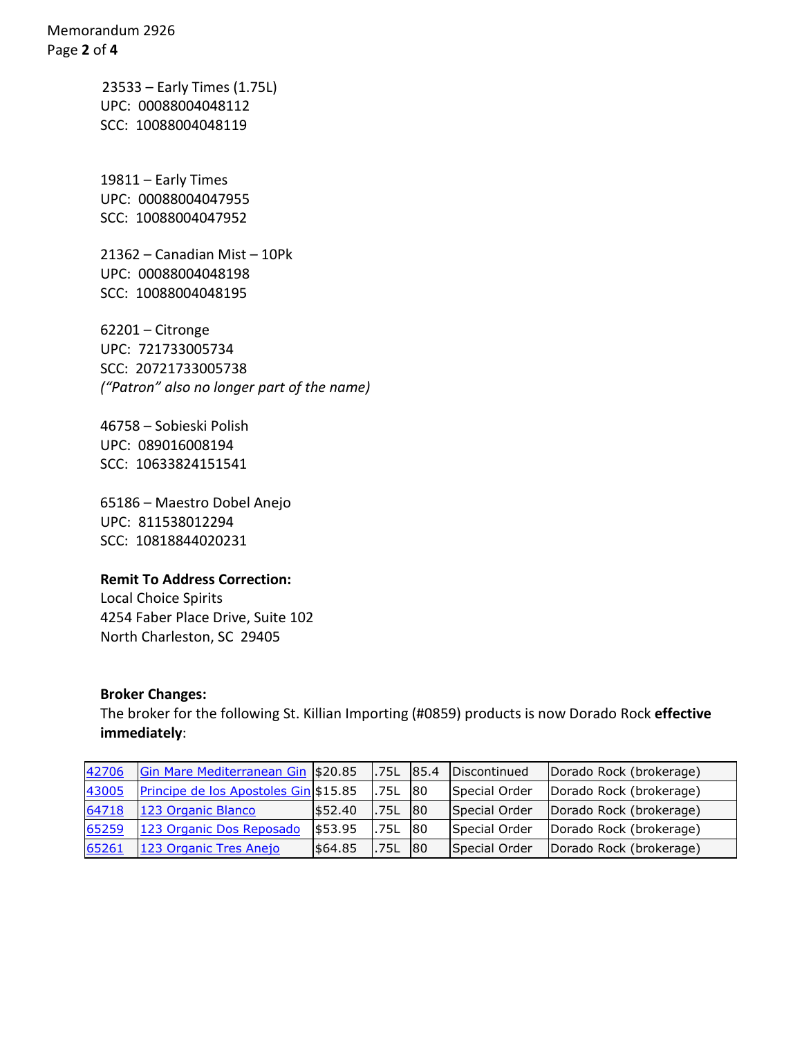23533 – Early Times (1.75L)
UPC: 00088004048112
SCC: 10088004048119

19811 – Early Times
UPC: 00088004047955
SCC: 10088004047952

21362 – Canadian Mist – 10Pk
UPC: 00088004048198
SCC: 10088004048195

62201 – Citronge
UPC: 721733005734
SCC: 20721733005738
*("Patron" also no longer part of the name)*

46758 – Sobieski Polish
UPC: 089016008194
SCC: 10633824151541

65186 – Maestro Dobel Anejo
UPC: 811538012294
SCC: 10818844020231

**Remit To Address Correction:**
Local Choice Spirits
4254 Faber Place Drive, Suite 102
North Charleston, SC 29405

**Broker Changes:**
The broker for the following St. Killian Importing (#0859) products is now Dorado Rock **effective immediately**:

| | | | | | | |
|---|---|---|---|---|---|---|
| 42706 | Gin Mare Mediterranean Gin | $20.85 | .75L | 85.4 | Discontinued | Dorado Rock (brokerage) |
| 43005 | Principe de los Apostoles Gin | $15.85 | .75L | 80 | Special Order | Dorado Rock (brokerage) |
| 64718 | 123 Organic Blanco | $52.40 | .75L | 80 | Special Order | Dorado Rock (brokerage) |
| 65259 | 123 Organic Dos Reposado | $53.95 | .75L | 80 | Special Order | Dorado Rock (brokerage) |
| 65261 | 123 Organic Tres Anejo | $64.85 | .75L | 80 | Special Order | Dorado Rock (brokerage) |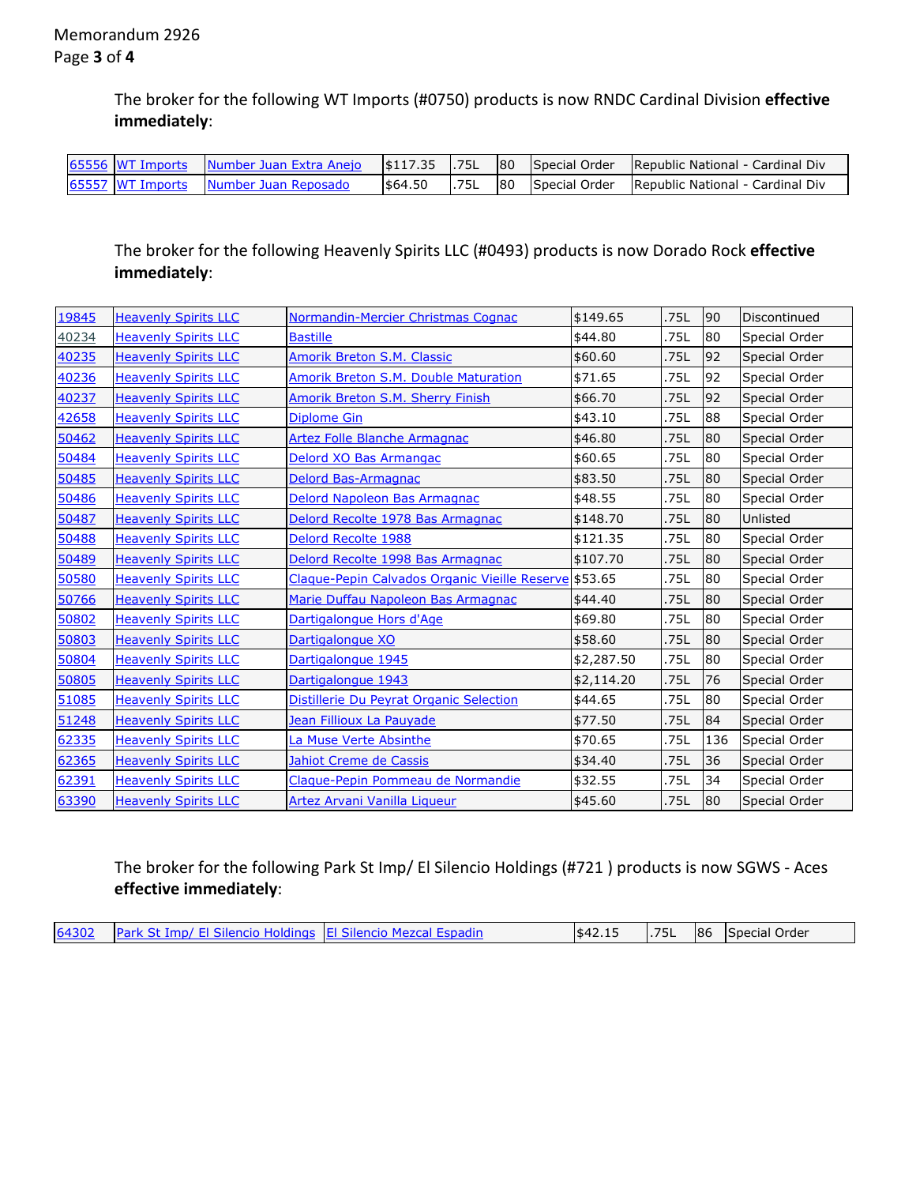The broker for the following WT Imports (#0750) products is now RNDC Cardinal Division **effective immediately**:

| | | | | | | | |
|---|---|---|---|---|---|---|---|
| 65556 | WT Imports | Number Juan Extra Anejo | $117.35 | .75L | 80 | Special Order | Republic National - Cardinal Div |
| 65557 | WT Imports | Number Juan Reposado | $64.50 | .75L | 80 | Special Order | Republic National - Cardinal Div |

The broker for the following Heavenly Spirits LLC (#0493) products is now Dorado Rock **effective immediately**:

| | | | | | | |
|---|---|---|---|---|---|---|
| 19845 | Heavenly Spirits LLC | Normandin-Mercier Christmas Cognac | $149.65 | .75L | 90 | Discontinued |
| 40234 | Heavenly Spirits LLC | Bastille | $44.80 | .75L | 80 | Special Order |
| 40235 | Heavenly Spirits LLC | Amorik Breton S.M. Classic | $60.60 | .75L | 92 | Special Order |
| 40236 | Heavenly Spirits LLC | Amorik Breton S.M. Double Maturation | $71.65 | .75L | 92 | Special Order |
| 40237 | Heavenly Spirits LLC | Amorik Breton S.M. Sherry Finish | $66.70 | .75L | 92 | Special Order |
| 42658 | Heavenly Spirits LLC | Diplome Gin | $43.10 | .75L | 88 | Special Order |
| 50462 | Heavenly Spirits LLC | Artez Folle Blanche Armagnac | $46.80 | .75L | 80 | Special Order |
| 50484 | Heavenly Spirits LLC | Delord XO Bas Armangac | $60.65 | .75L | 80 | Special Order |
| 50485 | Heavenly Spirits LLC | Delord Bas-Armagnac | $83.50 | .75L | 80 | Special Order |
| 50486 | Heavenly Spirits LLC | Delord Napoleon Bas Armagnac | $48.55 | .75L | 80 | Special Order |
| 50487 | Heavenly Spirits LLC | Delord Recolte 1978 Bas Armagnac | $148.70 | .75L | 80 | Unlisted |
| 50488 | Heavenly Spirits LLC | Delord Recolte 1988 | $121.35 | .75L | 80 | Special Order |
| 50489 | Heavenly Spirits LLC | Delord Recolte 1998 Bas Armagnac | $107.70 | .75L | 80 | Special Order |
| 50580 | Heavenly Spirits LLC | Claque-Pepin Calvados Organic Vieille Reserve | $53.65 | .75L | 80 | Special Order |
| 50766 | Heavenly Spirits LLC | Marie Duffau Napoleon Bas Armagnac | $44.40 | .75L | 80 | Special Order |
| 50802 | Heavenly Spirits LLC | Dartigalongue Hors d'Age | $69.80 | .75L | 80 | Special Order |
| 50803 | Heavenly Spirits LLC | Dartigalongue XO | $58.60 | .75L | 80 | Special Order |
| 50804 | Heavenly Spirits LLC | Dartigalongue 1945 | $2,287.50 | .75L | 80 | Special Order |
| 50805 | Heavenly Spirits LLC | Dartigalongue 1943 | $2,114.20 | .75L | 76 | Special Order |
| 51085 | Heavenly Spirits LLC | Distillerie Du Peyrat Organic Selection | $44.65 | .75L | 80 | Special Order |
| 51248 | Heavenly Spirits LLC | Jean Fillioux La Pauyade | $77.50 | .75L | 84 | Special Order |
| 62335 | Heavenly Spirits LLC | La Muse Verte Absinthe | $70.65 | .75L | 136 | Special Order |
| 62365 | Heavenly Spirits LLC | Jahiot Creme de Cassis | $34.40 | .75L | 36 | Special Order |
| 62391 | Heavenly Spirits LLC | Claque-Pepin Pommeau de Normandie | $32.55 | .75L | 34 | Special Order |
| 63390 | Heavenly Spirits LLC | Artez Arvani Vanilla Liqueur | $45.60 | .75L | 80 | Special Order |

The broker for the following Park St Imp/ El Silencio Holdings (#721 ) products is now SGWS - Aces **effective immediately**:

| | | | | | | |
|---|---|---|---|---|---|---|
| 64302 | Park St Imp/ El Silencio Holdings | El Silencio Mezcal Espadin | $42.15 | .75L | 86 | Special Order |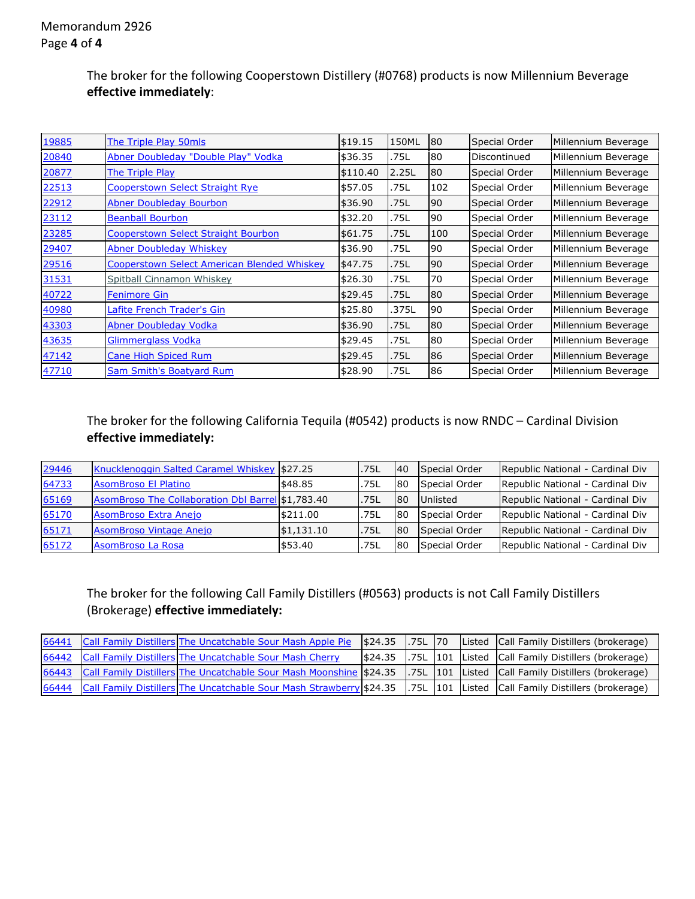Memorandum 2926

The broker for the following Cooperstown Distillery (#0768) products is now Millennium Beverage **effective immediately**:

| | | | | | | |
|---|---|---|---|---|---|---|
| 19885 | The Triple Play 50mls | $19.15 | 150ML | 80 | Special Order | Millennium Beverage |
| 20840 | Abner Doubleday "Double Play" Vodka | $36.35 | .75L | 80 | Discontinued | Millennium Beverage |
| 20877 | The Triple Play | $110.40 | 2.25L | 80 | Special Order | Millennium Beverage |
| 22513 | Cooperstown Select Straight Rye | $57.05 | .75L | 102 | Special Order | Millennium Beverage |
| 22912 | Abner Doubleday Bourbon | $36.90 | .75L | 90 | Special Order | Millennium Beverage |
| 23112 | Beanball Bourbon | $32.20 | .75L | 90 | Special Order | Millennium Beverage |
| 23285 | Cooperstown Select Straight Bourbon | $61.75 | .75L | 100 | Special Order | Millennium Beverage |
| 29407 | Abner Doubleday Whiskey | $36.90 | .75L | 90 | Special Order | Millennium Beverage |
| 29516 | Cooperstown Select American Blended Whiskey | $47.75 | .75L | 90 | Special Order | Millennium Beverage |
| 31531 | Spitball Cinnamon Whiskey | $26.30 | .75L | 70 | Special Order | Millennium Beverage |
| 40722 | Fenimore Gin | $29.45 | .75L | 80 | Special Order | Millennium Beverage |
| 40980 | Lafite French Trader's Gin | $25.80 | .375L | 90 | Special Order | Millennium Beverage |
| 43303 | Abner Doubleday Vodka | $36.90 | .75L | 80 | Special Order | Millennium Beverage |
| 43635 | Glimmerglass Vodka | $29.45 | .75L | 80 | Special Order | Millennium Beverage |
| 47142 | Cane High Spiced Rum | $29.45 | .75L | 86 | Special Order | Millennium Beverage |
| 47710 | Sam Smith's Boatyard Rum | $28.90 | .75L | 86 | Special Order | Millennium Beverage |

The broker for the following California Tequila (#0542) products is now RNDC – Cardinal Division **effective immediately:**

| | | | | | | |
|---|---|---|---|---|---|---|
| 29446 | Knucklenoggin Salted Caramel Whiskey | $27.25 | .75L | 40 | Special Order | Republic National - Cardinal Div |
| 64733 | AsomBroso El Platino | $48.85 | .75L | 80 | Special Order | Republic National - Cardinal Div |
| 65169 | AsomBroso The Collaboration Dbl Barrel | $1,783.40 | .75L | 80 | Unlisted | Republic National - Cardinal Div |
| 65170 | AsomBroso Extra Anejo | $211.00 | .75L | 80 | Special Order | Republic National - Cardinal Div |
| 65171 | AsomBroso Vintage Anejo | $1,131.10 | .75L | 80 | Special Order | Republic National - Cardinal Div |
| 65172 | AsomBroso La Rosa | $53.40 | .75L | 80 | Special Order | Republic National - Cardinal Div |

The broker for the following Call Family Distillers (#0563) products is not Call Family Distillers (Brokerage) **effective immediately:**

| | | | | | | | |
|---|---|---|---|---|---|---|---|
| 66441 | Call Family Distillers | The Uncatchable Sour Mash Apple Pie | $24.35 | .75L | 70 | Listed | Call Family Distillers (brokerage) |
| 66442 | Call Family Distillers | The Uncatchable Sour Mash Cherry | $24.35 | .75L | 101 | Listed | Call Family Distillers (brokerage) |
| 66443 | Call Family Distillers | The Uncatchable Sour Mash Moonshine | $24.35 | .75L | 101 | Listed | Call Family Distillers (brokerage) |
| 66444 | Call Family Distillers | The Uncatchable Sour Mash Strawberry | $24.35 | .75L | 101 | Listed | Call Family Distillers (brokerage) |